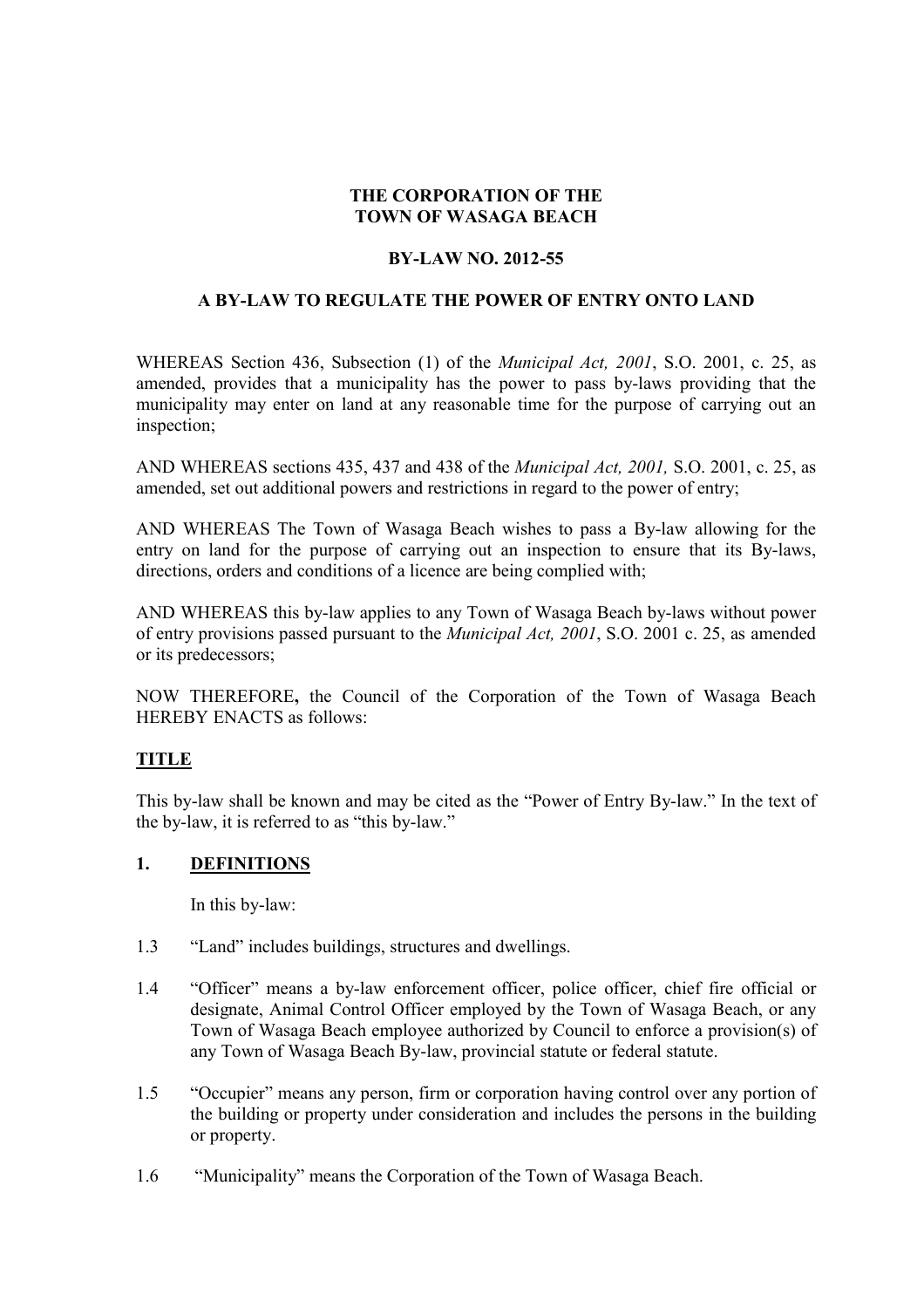**THE CORPORATION OF THE**
**TOWN OF WASAGA BEACH**

**BY-LAW NO. 2012-55**

**A BY-LAW TO REGULATE THE POWER OF ENTRY ONTO LAND**

WHEREAS Section 436, Subsection (1) of the *Municipal Act, 2001*, S.O. 2001, c. 25, as amended, provides that a municipality has the power to pass by-laws providing that the municipality may enter on land at any reasonable time for the purpose of carrying out an inspection;

AND WHEREAS sections 435, 437 and 438 of the *Municipal Act, 2001,* S.O. 2001, c. 25, as amended, set out additional powers and restrictions in regard to the power of entry;

AND WHEREAS The Town of Wasaga Beach wishes to pass a By-law allowing for the entry on land for the purpose of carrying out an inspection to ensure that its By-laws, directions, orders and conditions of a licence are being complied with;

AND WHEREAS this by-law applies to any Town of Wasaga Beach by-laws without power of entry provisions passed pursuant to the *Municipal Act, 2001*, S.O. 2001 c. 25, as amended or its predecessors;

NOW THEREFORE**,** the Council of the Corporation of the Town of Wasaga Beach HEREBY ENACTS as follows:

## TITLE

This by-law shall be known and may be cited as the "Power of Entry By-law." In the text of the by-law, it is referred to as "this by-law."

## 1. DEFINITIONS

In this by-law:

1.3 "Land" includes buildings, structures and dwellings.

1.4 "Officer" means a by-law enforcement officer, police officer, chief fire official or designate, Animal Control Officer employed by the Town of Wasaga Beach, or any Town of Wasaga Beach employee authorized by Council to enforce a provision(s) of any Town of Wasaga Beach By-law, provincial statute or federal statute.

1.5 "Occupier" means any person, firm or corporation having control over any portion of the building or property under consideration and includes the persons in the building or property.

1.6 "Municipality" means the Corporation of the Town of Wasaga Beach.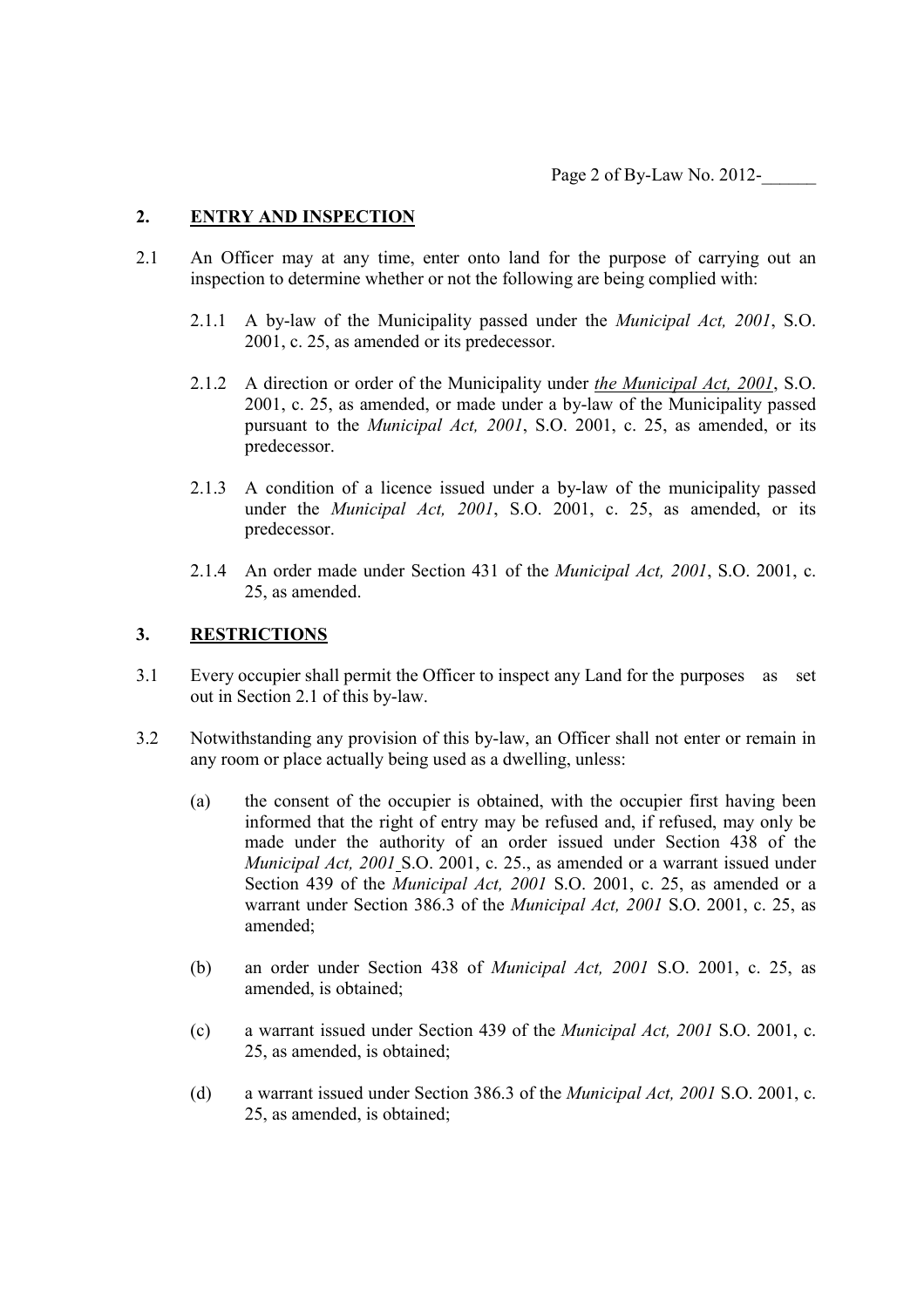## 2. ENTRY AND INSPECTION

2.1 An Officer may at any time, enter onto land for the purpose of carrying out an inspection to determine whether or not the following are being complied with:

2.1.1 A by-law of the Municipality passed under the *Municipal Act, 2001*, S.O. 2001, c. 25, as amended or its predecessor.

2.1.2 A direction or order of the Municipality under *the Municipal Act, 2001*, S.O. 2001, c. 25, as amended, or made under a by-law of the Municipality passed pursuant to the *Municipal Act, 2001*, S.O. 2001, c. 25, as amended, or its predecessor.

2.1.3 A condition of a licence issued under a by-law of the municipality passed under the *Municipal Act, 2001*, S.O. 2001, c. 25, as amended, or its predecessor.

2.1.4 An order made under Section 431 of the *Municipal Act, 2001*, S.O. 2001, c. 25, as amended.

## 3. RESTRICTIONS

3.1 Every occupier shall permit the Officer to inspect any Land for the purposes as set out in Section 2.1 of this by-law.

3.2 Notwithstanding any provision of this by-law, an Officer shall not enter or remain in any room or place actually being used as a dwelling, unless:

(a) the consent of the occupier is obtained, with the occupier first having been informed that the right of entry may be refused and, if refused, may only be made under the authority of an order issued under Section 438 of the *Municipal Act, 2001* S.O. 2001, c. 25., as amended or a warrant issued under Section 439 of the *Municipal Act, 2001* S.O. 2001, c. 25, as amended or a warrant under Section 386.3 of the *Municipal Act, 2001* S.O. 2001, c. 25, as amended;

(b) an order under Section 438 of *Municipal Act, 2001* S.O. 2001, c. 25, as amended, is obtained;

(c) a warrant issued under Section 439 of the *Municipal Act, 2001* S.O. 2001, c. 25, as amended, is obtained;

(d) a warrant issued under Section 386.3 of the *Municipal Act, 2001* S.O. 2001, c. 25, as amended, is obtained;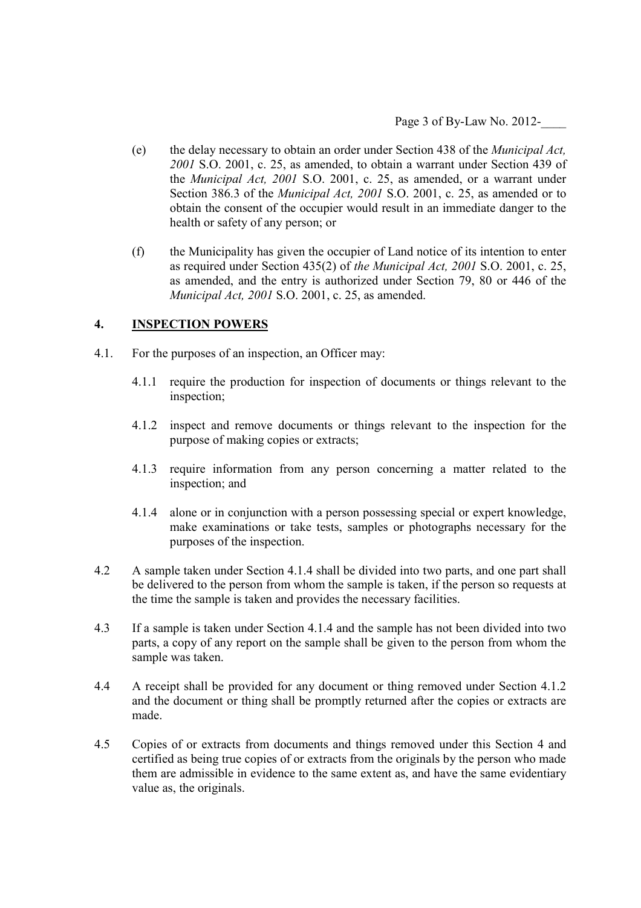(e) the delay necessary to obtain an order under Section 438 of the *Municipal Act, 2001* S.O. 2001, c. 25, as amended, to obtain a warrant under Section 439 of the *Municipal Act, 2001* S.O. 2001, c. 25, as amended, or a warrant under Section 386.3 of the *Municipal Act, 2001* S.O. 2001, c. 25, as amended or to obtain the consent of the occupier would result in an immediate danger to the health or safety of any person; or

(f) the Municipality has given the occupier of Land notice of its intention to enter as required under Section 435(2) of *the Municipal Act, 2001* S.O. 2001, c. 25, as amended, and the entry is authorized under Section 79, 80 or 446 of the *Municipal Act, 2001* S.O. 2001, c. 25, as amended.

## 4. INSPECTION POWERS

4.1. For the purposes of an inspection, an Officer may:

4.1.1 require the production for inspection of documents or things relevant to the inspection;

4.1.2 inspect and remove documents or things relevant to the inspection for the purpose of making copies or extracts;

4.1.3 require information from any person concerning a matter related to the inspection; and

4.1.4 alone or in conjunction with a person possessing special or expert knowledge, make examinations or take tests, samples or photographs necessary for the purposes of the inspection.

4.2 A sample taken under Section 4.1.4 shall be divided into two parts, and one part shall be delivered to the person from whom the sample is taken, if the person so requests at the time the sample is taken and provides the necessary facilities.

4.3 If a sample is taken under Section 4.1.4 and the sample has not been divided into two parts, a copy of any report on the sample shall be given to the person from whom the sample was taken.

4.4 A receipt shall be provided for any document or thing removed under Section 4.1.2 and the document or thing shall be promptly returned after the copies or extracts are made.

4.5 Copies of or extracts from documents and things removed under this Section 4 and certified as being true copies of or extracts from the originals by the person who made them are admissible in evidence to the same extent as, and have the same evidentiary value as, the originals.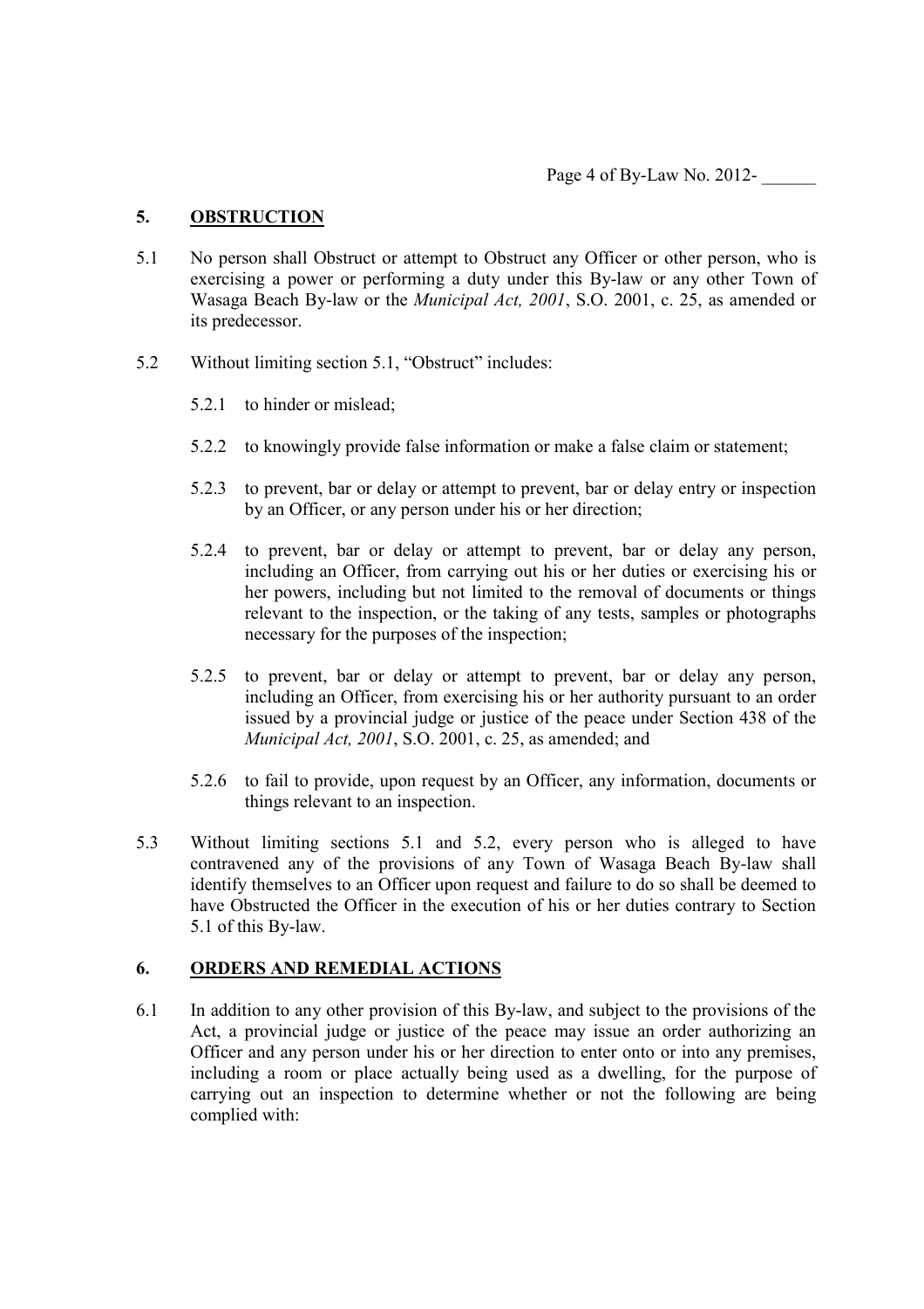## 5. OBSTRUCTION

5.1 No person shall Obstruct or attempt to Obstruct any Officer or other person, who is exercising a power or performing a duty under this By-law or any other Town of Wasaga Beach By-law or the *Municipal Act, 2001*, S.O. 2001, c. 25, as amended or its predecessor.

5.2 Without limiting section 5.1, "Obstruct" includes:

5.2.1 to hinder or mislead;

5.2.2 to knowingly provide false information or make a false claim or statement;

5.2.3 to prevent, bar or delay or attempt to prevent, bar or delay entry or inspection by an Officer, or any person under his or her direction;

5.2.4 to prevent, bar or delay or attempt to prevent, bar or delay any person, including an Officer, from carrying out his or her duties or exercising his or her powers, including but not limited to the removal of documents or things relevant to the inspection, or the taking of any tests, samples or photographs necessary for the purposes of the inspection;

5.2.5 to prevent, bar or delay or attempt to prevent, bar or delay any person, including an Officer, from exercising his or her authority pursuant to an order issued by a provincial judge or justice of the peace under Section 438 of the *Municipal Act, 2001*, S.O. 2001, c. 25, as amended; and

5.2.6 to fail to provide, upon request by an Officer, any information, documents or things relevant to an inspection.

5.3 Without limiting sections 5.1 and 5.2, every person who is alleged to have contravened any of the provisions of any Town of Wasaga Beach By-law shall identify themselves to an Officer upon request and failure to do so shall be deemed to have Obstructed the Officer in the execution of his or her duties contrary to Section 5.1 of this By-law.

## 6. ORDERS AND REMEDIAL ACTIONS

6.1 In addition to any other provision of this By-law, and subject to the provisions of the Act, a provincial judge or justice of the peace may issue an order authorizing an Officer and any person under his or her direction to enter onto or into any premises, including a room or place actually being used as a dwelling, for the purpose of carrying out an inspection to determine whether or not the following are being complied with: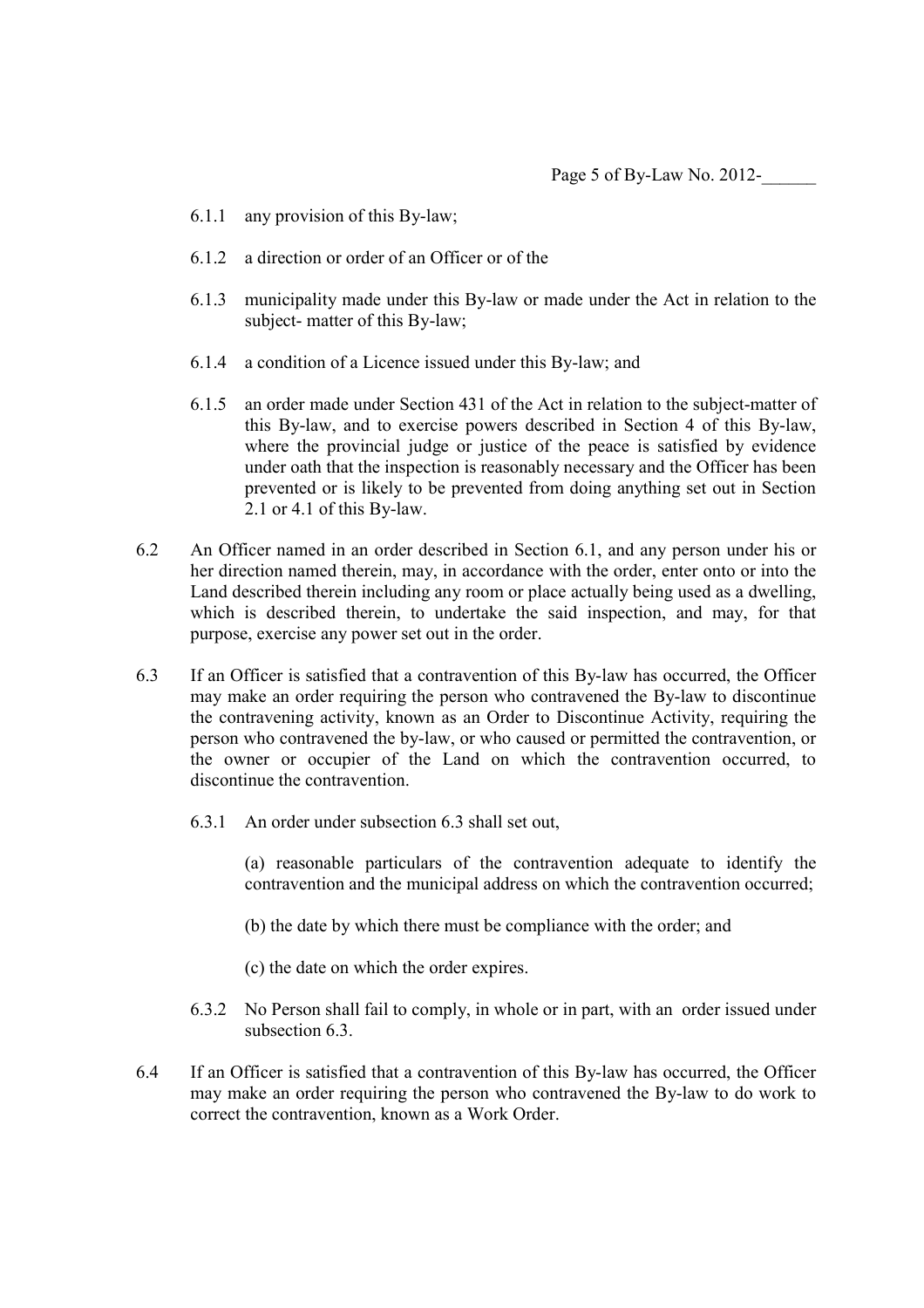6.1.1 any provision of this By-law;

6.1.2 a direction or order of an Officer or of the

6.1.3 municipality made under this By-law or made under the Act in relation to the subject- matter of this By-law;

6.1.4 a condition of a Licence issued under this By-law; and

6.1.5 an order made under Section 431 of the Act in relation to the subject-matter of this By-law, and to exercise powers described in Section 4 of this By-law, where the provincial judge or justice of the peace is satisfied by evidence under oath that the inspection is reasonably necessary and the Officer has been prevented or is likely to be prevented from doing anything set out in Section 2.1 or 4.1 of this By-law.

6.2 An Officer named in an order described in Section 6.1, and any person under his or her direction named therein, may, in accordance with the order, enter onto or into the Land described therein including any room or place actually being used as a dwelling, which is described therein, to undertake the said inspection, and may, for that purpose, exercise any power set out in the order.

6.3 If an Officer is satisfied that a contravention of this By-law has occurred, the Officer may make an order requiring the person who contravened the By-law to discontinue the contravening activity, known as an Order to Discontinue Activity, requiring the person who contravened the by-law, or who caused or permitted the contravention, or the owner or occupier of the Land on which the contravention occurred, to discontinue the contravention.

6.3.1 An order under subsection 6.3 shall set out,

(a) reasonable particulars of the contravention adequate to identify the contravention and the municipal address on which the contravention occurred;

(b) the date by which there must be compliance with the order; and

(c) the date on which the order expires.

6.3.2 No Person shall fail to comply, in whole or in part, with an order issued under subsection 6.3.

6.4 If an Officer is satisfied that a contravention of this By-law has occurred, the Officer may make an order requiring the person who contravened the By-law to do work to correct the contravention, known as a Work Order.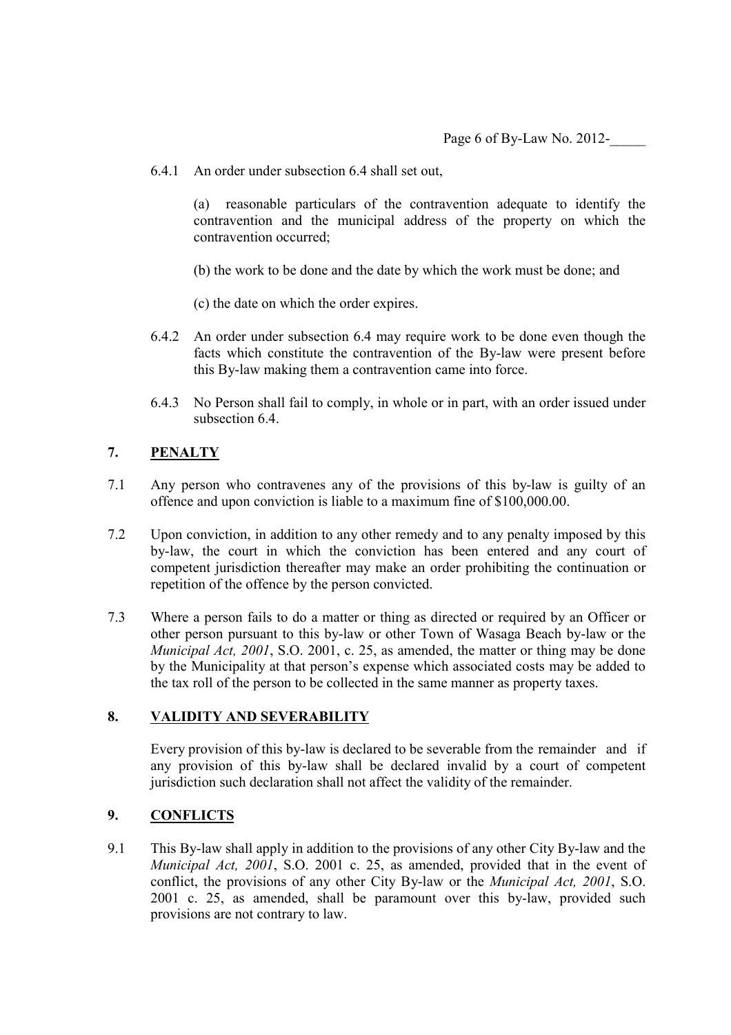6.4.1 An order under subsection 6.4 shall set out,

(a) reasonable particulars of the contravention adequate to identify the contravention and the municipal address of the property on which the contravention occurred;

(b) the work to be done and the date by which the work must be done; and

(c) the date on which the order expires.

6.4.2 An order under subsection 6.4 may require work to be done even though the facts which constitute the contravention of the By-law were present before this By-law making them a contravention came into force.

6.4.3 No Person shall fail to comply, in whole or in part, with an order issued under subsection 6.4.

## 7. PENALTY

7.1 Any person who contravenes any of the provisions of this by-law is guilty of an offence and upon conviction is liable to a maximum fine of $100,000.00.

7.2 Upon conviction, in addition to any other remedy and to any penalty imposed by this by-law, the court in which the conviction has been entered and any court of competent jurisdiction thereafter may make an order prohibiting the continuation or repetition of the offence by the person convicted.

7.3 Where a person fails to do a matter or thing as directed or required by an Officer or other person pursuant to this by-law or other Town of Wasaga Beach by-law or the *Municipal Act, 2001*, S.O. 2001, c. 25, as amended, the matter or thing may be done by the Municipality at that person's expense which associated costs may be added to the tax roll of the person to be collected in the same manner as property taxes.

## 8. VALIDITY AND SEVERABILITY

Every provision of this by-law is declared to be severable from the remainder and if any provision of this by-law shall be declared invalid by a court of competent jurisdiction such declaration shall not affect the validity of the remainder.

## 9. CONFLICTS

9.1 This By-law shall apply in addition to the provisions of any other City By-law and the *Municipal Act, 2001*, S.O. 2001 c. 25, as amended, provided that in the event of conflict, the provisions of any other City By-law or the *Municipal Act, 2001*, S.O. 2001 c. 25, as amended, shall be paramount over this by-law, provided such provisions are not contrary to law.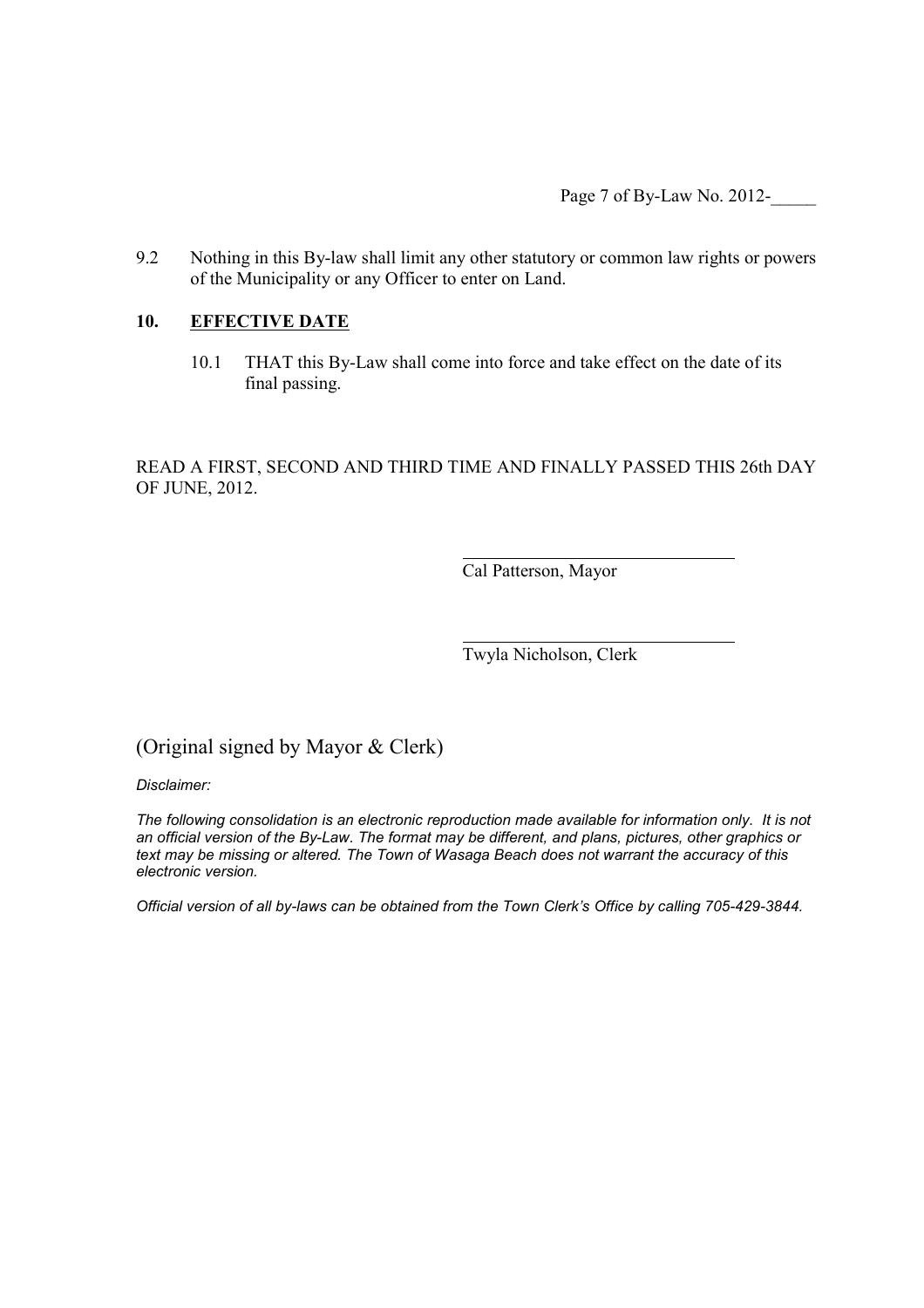9.2 Nothing in this By-law shall limit any other statutory or common law rights or powers of the Municipality or any Officer to enter on Land.

## 10. EFFECTIVE DATE

10.1 THAT this By-Law shall come into force and take effect on the date of its final passing.

READ A FIRST, SECOND AND THIRD TIME AND FINALLY PASSED THIS 26th DAY OF JUNE, 2012.

\_\_\_\_\_\_\_\_\_\_\_\_\_\_\_\_\_\_\_\_\_\_\_\_\_\_\_\_\_\_

Cal Patterson, Mayor

\_\_\_\_\_\_\_\_\_\_\_\_\_\_\_\_\_\_\_\_\_\_\_\_\_\_\_\_\_\_

Twyla Nicholson, Clerk

(Original signed by Mayor & Clerk)

*Disclaimer:*

*The following consolidation is an electronic reproduction made available for information only. It is not an official version of the By-Law. The format may be different, and plans, pictures, other graphics or text may be missing or altered. The Town of Wasaga Beach does not warrant the accuracy of this electronic version.*

*Official version of all by-laws can be obtained from the Town Clerk's Office by calling 705-429-3844.*